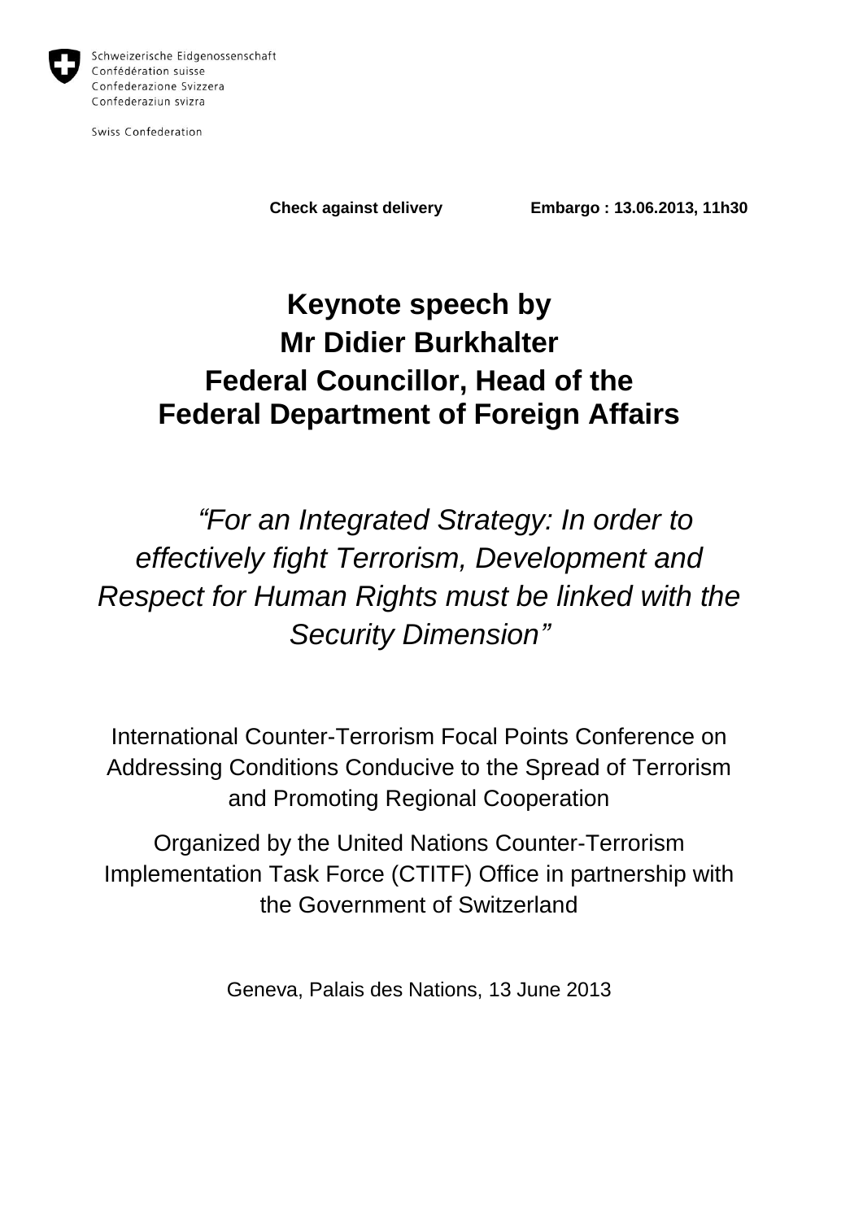Schweizerische Eidgenossenschaft
Confédération suisse
Confederazione Svizzera
Confederaziun svizra

Swiss Confederation

**Check against delivery** **Embargo : 13.06.2013, 11h30**

# Keynote speech by Mr Didier Burkhalter Federal Councillor, Head of the Federal Department of Foreign Affairs

*"For an Integrated Strategy: In order to effectively fight Terrorism, Development and Respect for Human Rights must be linked with the Security Dimension"*

International Counter-Terrorism Focal Points Conference on Addressing Conditions Conducive to the Spread of Terrorism and Promoting Regional Cooperation

Organized by the United Nations Counter-Terrorism Implementation Task Force (CTITF) Office in partnership with the Government of Switzerland

Geneva, Palais des Nations, 13 June 2013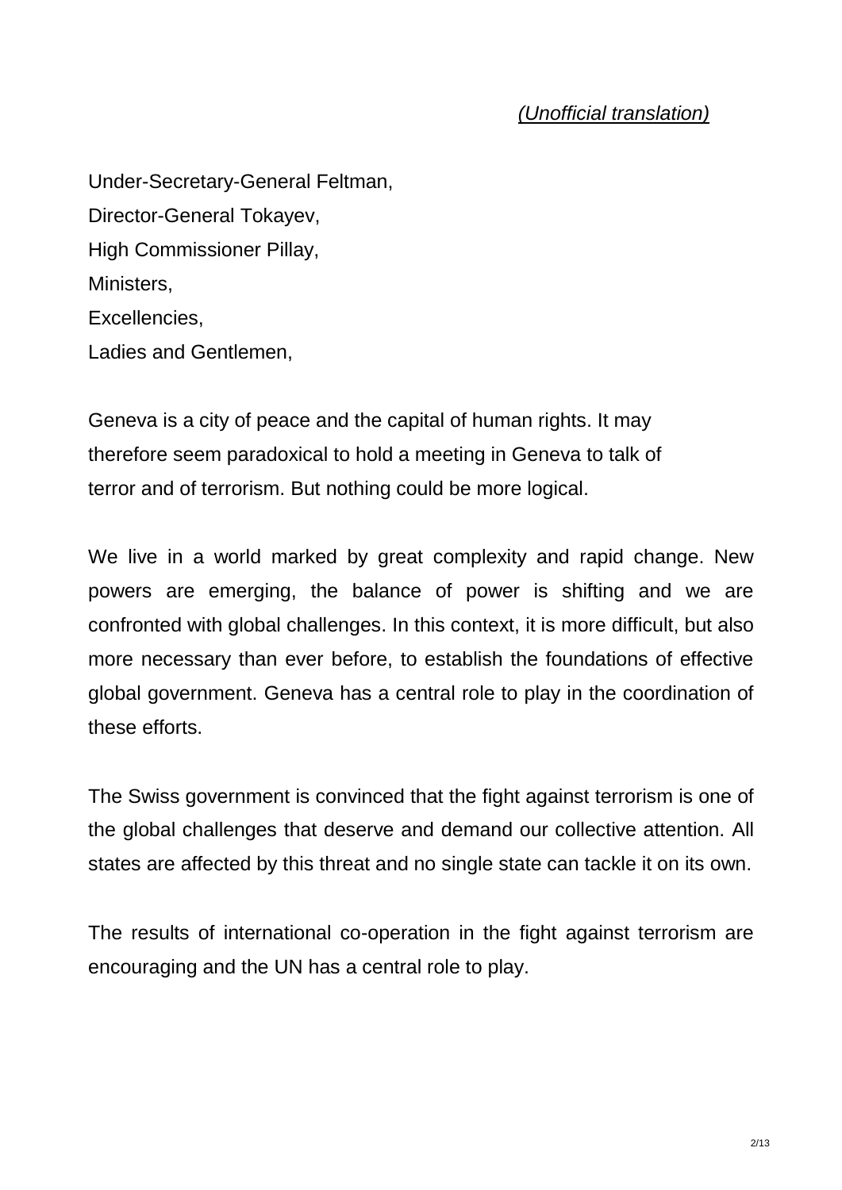*(Unofficial translation)*

Under-Secretary-General Feltman,
Director-General Tokayev,
High Commissioner Pillay,
Ministers,
Excellencies,
Ladies and Gentlemen,

Geneva is a city of peace and the capital of human rights. It may therefore seem paradoxical to hold a meeting in Geneva to talk of terror and of terrorism. But nothing could be more logical.

We live in a world marked by great complexity and rapid change. New powers are emerging, the balance of power is shifting and we are confronted with global challenges. In this context, it is more difficult, but also more necessary than ever before, to establish the foundations of effective global government. Geneva has a central role to play in the coordination of these efforts.

The Swiss government is convinced that the fight against terrorism is one of the global challenges that deserve and demand our collective attention. All states are affected by this threat and no single state can tackle it on its own.

The results of international co-operation in the fight against terrorism are encouraging and the UN has a central role to play.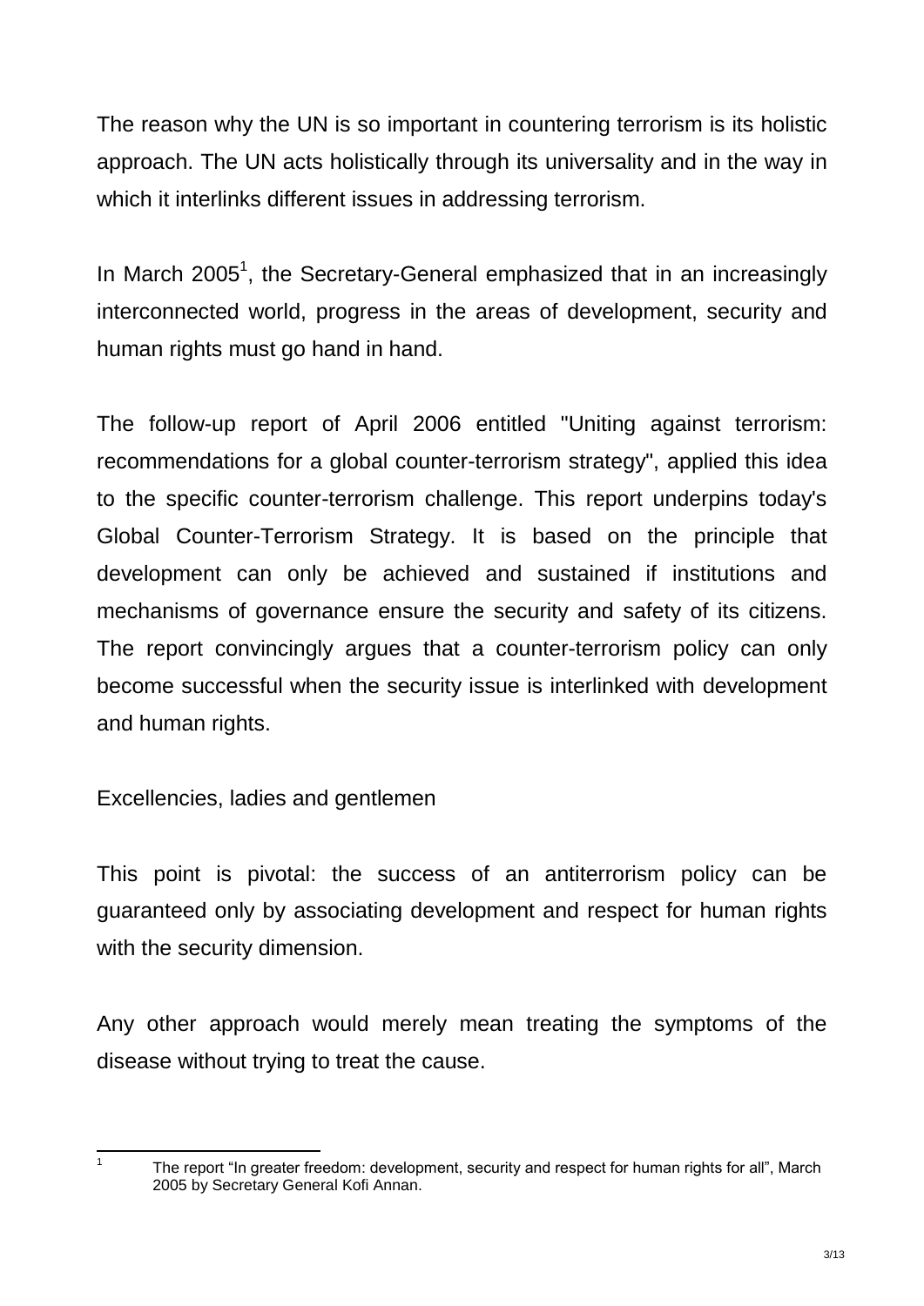The reason why the UN is so important in countering terrorism is its holistic approach. The UN acts holistically through its universality and in the way in which it interlinks different issues in addressing terrorism.

In March 2005[1], the Secretary-General emphasized that in an increasingly interconnected world, progress in the areas of development, security and human rights must go hand in hand.

The follow-up report of April 2006 entitled "Uniting against terrorism: recommendations for a global counter-terrorism strategy", applied this idea to the specific counter-terrorism challenge. This report underpins today's Global Counter-Terrorism Strategy. It is based on the principle that development can only be achieved and sustained if institutions and mechanisms of governance ensure the security and safety of its citizens. The report convincingly argues that a counter-terrorism policy can only become successful when the security issue is interlinked with development and human rights.

Excellencies, ladies and gentlemen

This point is pivotal: the success of an antiterrorism policy can be guaranteed only by associating development and respect for human rights with the security dimension.

Any other approach would merely mean treating the symptoms of the disease without trying to treat the cause.

---

[1] The report “In greater freedom: development, security and respect for human rights for all”, March 2005 by Secretary General Kofi Annan.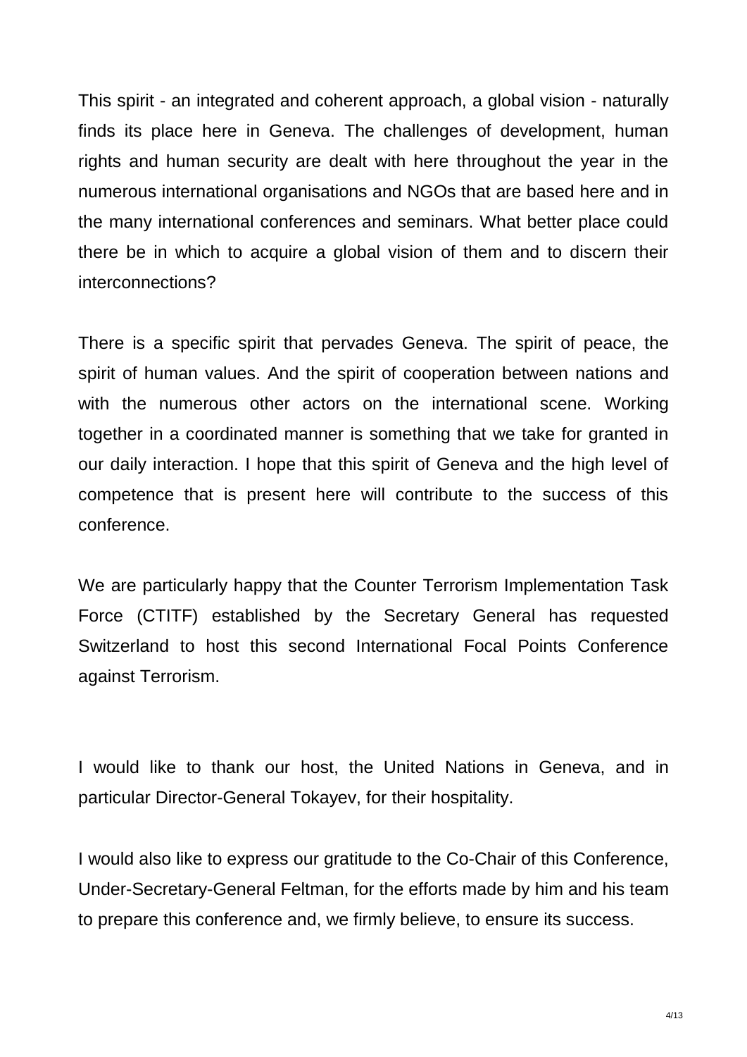This spirit - an integrated and coherent approach, a global vision - naturally finds its place here in Geneva. The challenges of development, human rights and human security are dealt with here throughout the year in the numerous international organisations and NGOs that are based here and in the many international conferences and seminars. What better place could there be in which to acquire a global vision of them and to discern their interconnections?

There is a specific spirit that pervades Geneva. The spirit of peace, the spirit of human values. And the spirit of cooperation between nations and with the numerous other actors on the international scene. Working together in a coordinated manner is something that we take for granted in our daily interaction. I hope that this spirit of Geneva and the high level of competence that is present here will contribute to the success of this conference.

We are particularly happy that the Counter Terrorism Implementation Task Force (CTITF) established by the Secretary General has requested Switzerland to host this second International Focal Points Conference against Terrorism.

I would like to thank our host, the United Nations in Geneva, and in particular Director-General Tokayev, for their hospitality.

I would also like to express our gratitude to the Co-Chair of this Conference, Under-Secretary-General Feltman, for the efforts made by him and his team to prepare this conference and, we firmly believe, to ensure its success.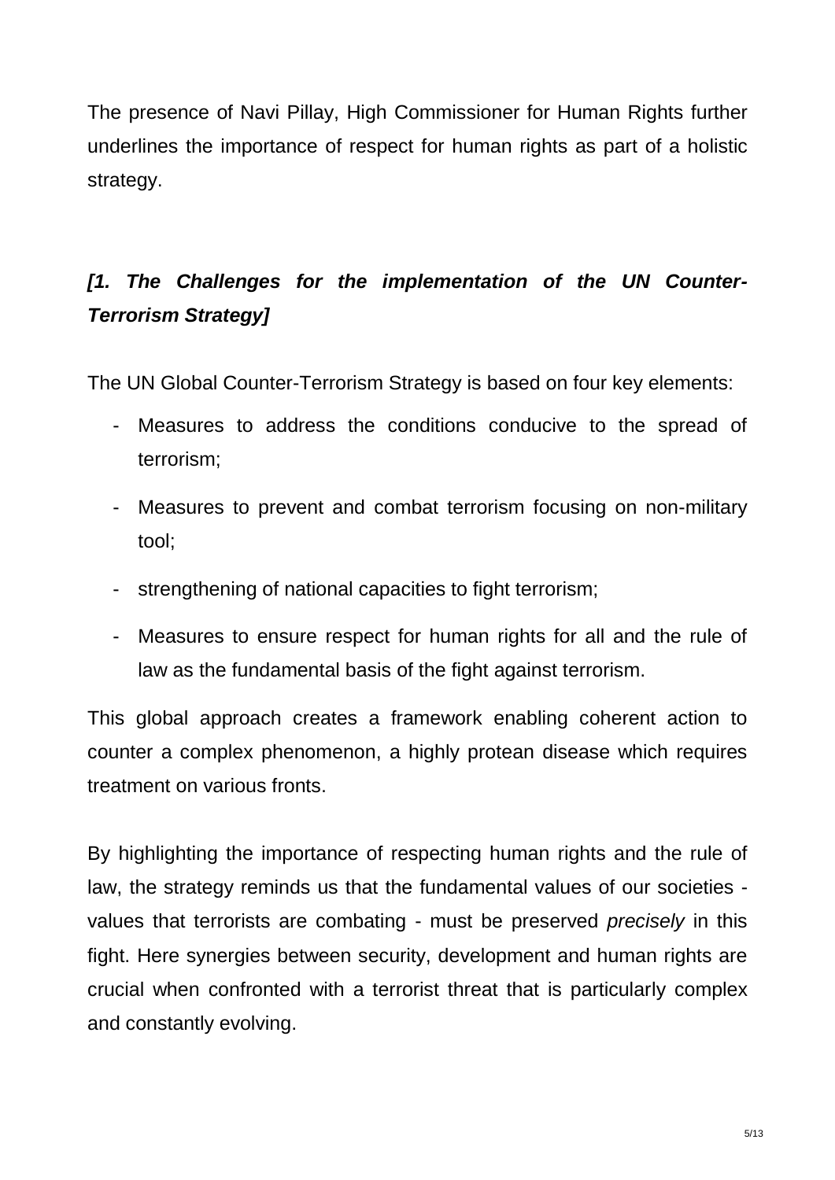The presence of Navi Pillay, High Commissioner for Human Rights further underlines the importance of respect for human rights as part of a holistic strategy.

## ***[1. The Challenges for the implementation of the UN Counter-Terrorism Strategy]***

The UN Global Counter-Terrorism Strategy is based on four key elements:

- Measures to address the conditions conducive to the spread of terrorism;
- Measures to prevent and combat terrorism focusing on non-military tool;
- strengthening of national capacities to fight terrorism;
- Measures to ensure respect for human rights for all and the rule of law as the fundamental basis of the fight against terrorism.

This global approach creates a framework enabling coherent action to counter a complex phenomenon, a highly protean disease which requires treatment on various fronts.

By highlighting the importance of respecting human rights and the rule of law, the strategy reminds us that the fundamental values of our societies - values that terrorists are combating - must be preserved *precisely* in this fight. Here synergies between security, development and human rights are crucial when confronted with a terrorist threat that is particularly complex and constantly evolving.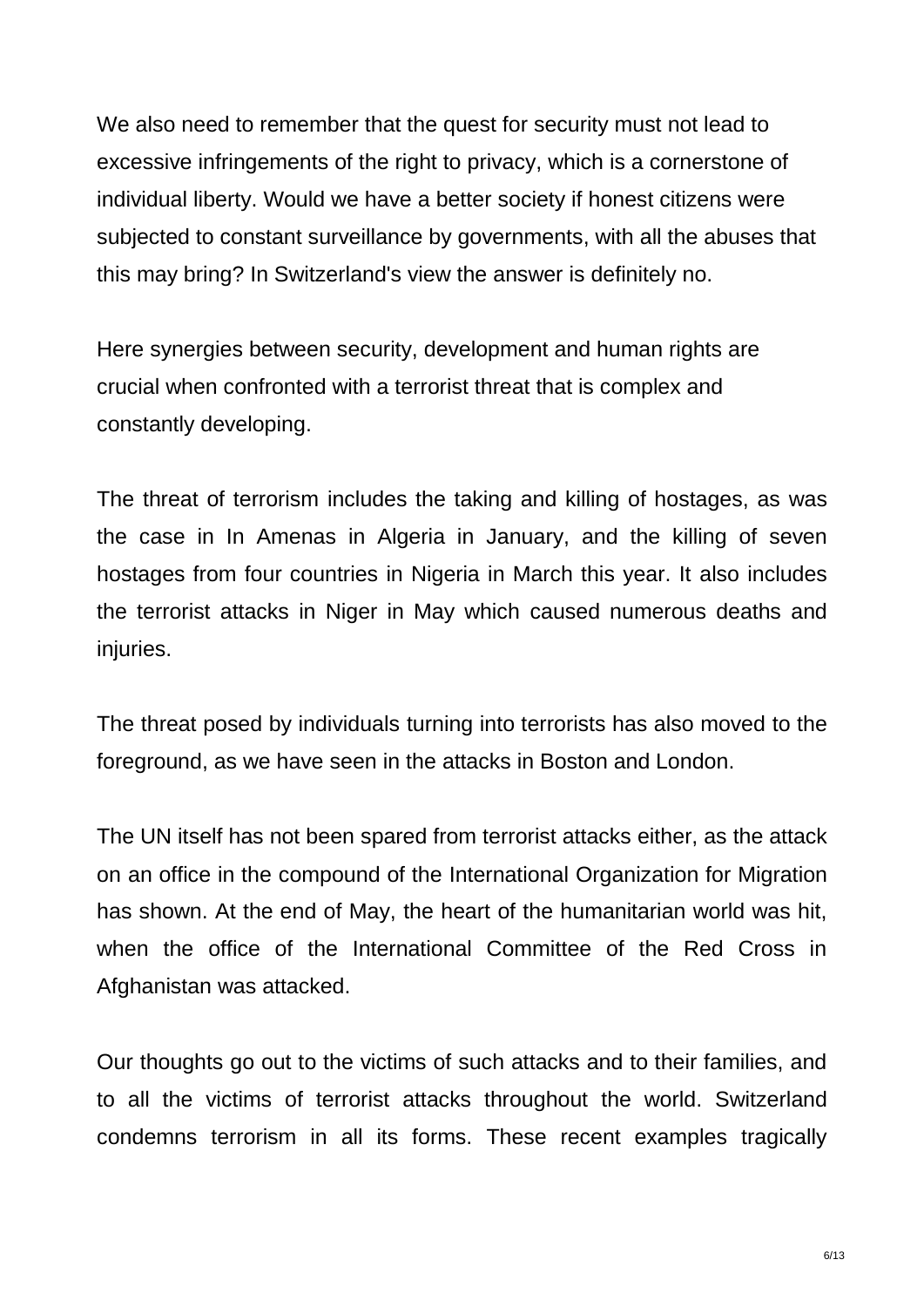We also need to remember that the quest for security must not lead to excessive infringements of the right to privacy, which is a cornerstone of individual liberty. Would we have a better society if honest citizens were subjected to constant surveillance by governments, with all the abuses that this may bring? In Switzerland's view the answer is definitely no.

Here synergies between security, development and human rights are crucial when confronted with a terrorist threat that is complex and constantly developing.

The threat of terrorism includes the taking and killing of hostages, as was the case in In Amenas in Algeria in January, and the killing of seven hostages from four countries in Nigeria in March this year. It also includes the terrorist attacks in Niger in May which caused numerous deaths and injuries.

The threat posed by individuals turning into terrorists has also moved to the foreground, as we have seen in the attacks in Boston and London.

The UN itself has not been spared from terrorist attacks either, as the attack on an office in the compound of the International Organization for Migration has shown. At the end of May, the heart of the humanitarian world was hit, when the office of the International Committee of the Red Cross in Afghanistan was attacked.

Our thoughts go out to the victims of such attacks and to their families, and to all the victims of terrorist attacks throughout the world. Switzerland condemns terrorism in all its forms. These recent examples tragically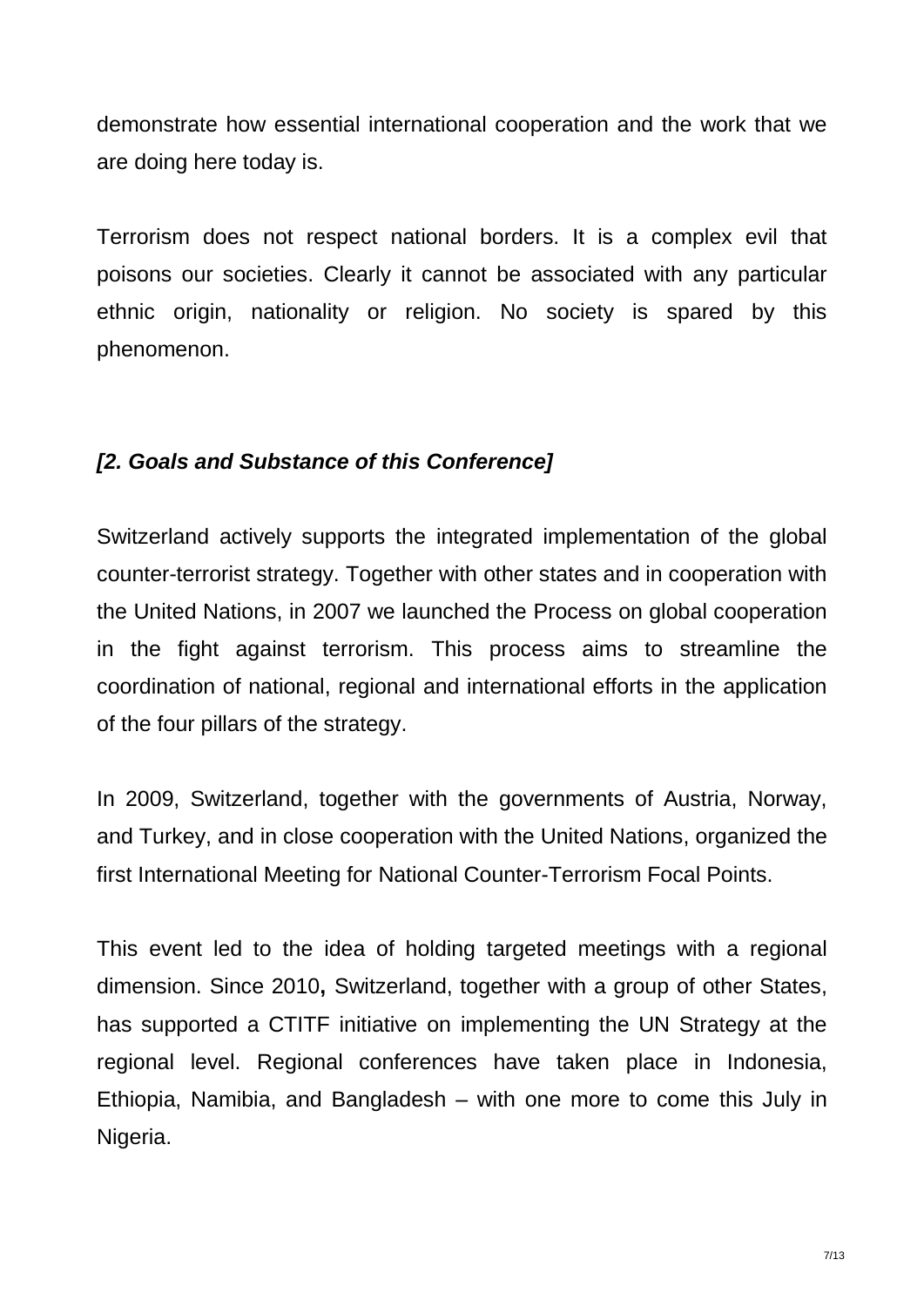demonstrate how essential international cooperation and the work that we are doing here today is.

Terrorism does not respect national borders. It is a complex evil that poisons our societies. Clearly it cannot be associated with any particular ethnic origin, nationality or religion. No society is spared by this phenomenon.

***[2. Goals and Substance of this Conference]***

Switzerland actively supports the integrated implementation of the global counter-terrorist strategy. Together with other states and in cooperation with the United Nations, in 2007 we launched the Process on global cooperation in the fight against terrorism. This process aims to streamline the coordination of national, regional and international efforts in the application of the four pillars of the strategy.

In 2009, Switzerland, together with the governments of Austria, Norway, and Turkey, and in close cooperation with the United Nations, organized the first International Meeting for National Counter-Terrorism Focal Points.

This event led to the idea of holding targeted meetings with a regional dimension. Since 2010**,** Switzerland, together with a group of other States, has supported a CTITF initiative on implementing the UN Strategy at the regional level. Regional conferences have taken place in Indonesia, Ethiopia, Namibia, and Bangladesh – with one more to come this July in Nigeria.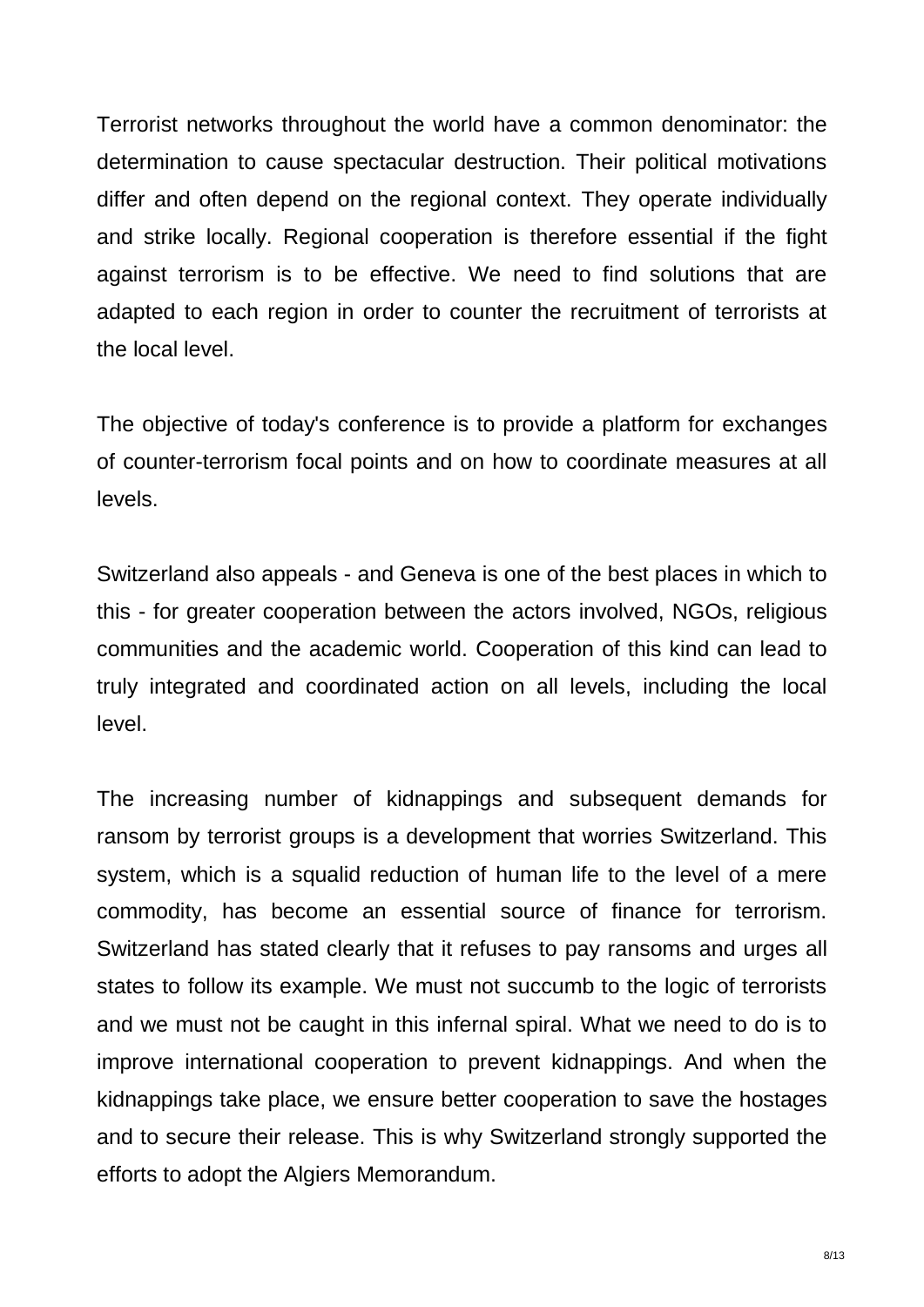Terrorist networks throughout the world have a common denominator: the determination to cause spectacular destruction. Their political motivations differ and often depend on the regional context. They operate individually and strike locally. Regional cooperation is therefore essential if the fight against terrorism is to be effective. We need to find solutions that are adapted to each region in order to counter the recruitment of terrorists at the local level.

The objective of today's conference is to provide a platform for exchanges of counter-terrorism focal points and on how to coordinate measures at all levels.

Switzerland also appeals - and Geneva is one of the best places in which to this - for greater cooperation between the actors involved, NGOs, religious communities and the academic world. Cooperation of this kind can lead to truly integrated and coordinated action on all levels, including the local level.

The increasing number of kidnappings and subsequent demands for ransom by terrorist groups is a development that worries Switzerland. This system, which is a squalid reduction of human life to the level of a mere commodity, has become an essential source of finance for terrorism. Switzerland has stated clearly that it refuses to pay ransoms and urges all states to follow its example. We must not succumb to the logic of terrorists and we must not be caught in this infernal spiral. What we need to do is to improve international cooperation to prevent kidnappings. And when the kidnappings take place, we ensure better cooperation to save the hostages and to secure their release. This is why Switzerland strongly supported the efforts to adopt the Algiers Memorandum.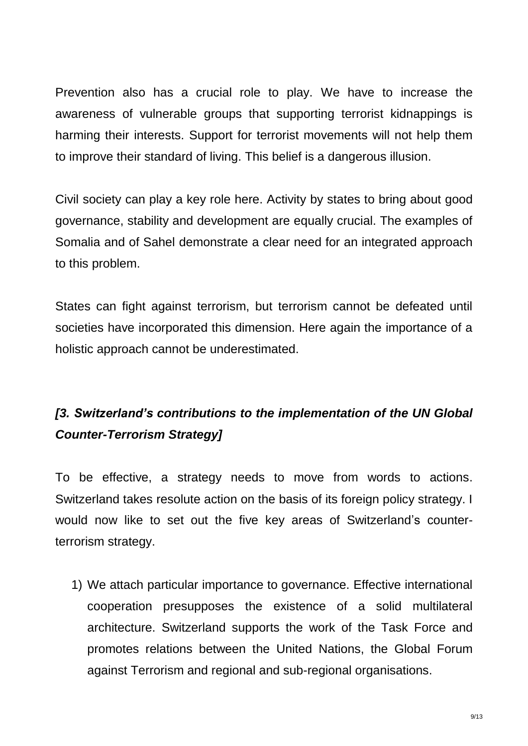Prevention also has a crucial role to play. We have to increase the awareness of vulnerable groups that supporting terrorist kidnappings is harming their interests. Support for terrorist movements will not help them to improve their standard of living. This belief is a dangerous illusion.

Civil society can play a key role here. Activity by states to bring about good governance, stability and development are equally crucial. The examples of Somalia and of Sahel demonstrate a clear need for an integrated approach to this problem.

States can fight against terrorism, but terrorism cannot be defeated until societies have incorporated this dimension. Here again the importance of a holistic approach cannot be underestimated.

### ***[3. Switzerland's contributions to the implementation of the UN Global Counter-Terrorism Strategy]***

To be effective, a strategy needs to move from words to actions. Switzerland takes resolute action on the basis of its foreign policy strategy. I would now like to set out the five key areas of Switzerland's counter-terrorism strategy.

1) We attach particular importance to governance. Effective international cooperation presupposes the existence of a solid multilateral architecture. Switzerland supports the work of the Task Force and promotes relations between the United Nations, the Global Forum against Terrorism and regional and sub-regional organisations.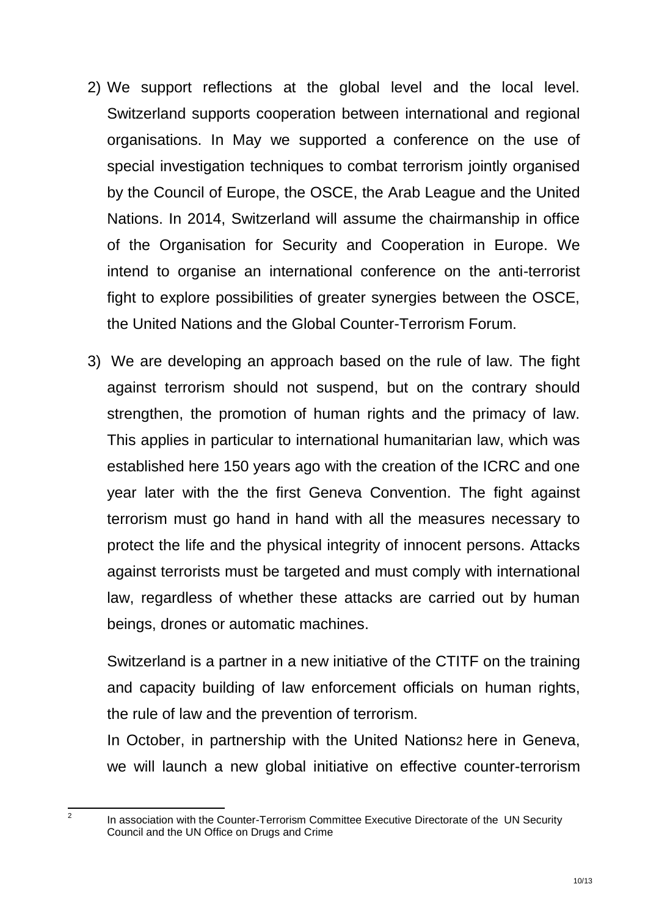2) We support reflections at the global level and the local level. Switzerland supports cooperation between international and regional organisations. In May we supported a conference on the use of special investigation techniques to combat terrorism jointly organised by the Council of Europe, the OSCE, the Arab League and the United Nations. In 2014, Switzerland will assume the chairmanship in office of the Organisation for Security and Cooperation in Europe. We intend to organise an international conference on the anti-terrorist fight to explore possibilities of greater synergies between the OSCE, the United Nations and the Global Counter-Terrorism Forum.

3) We are developing an approach based on the rule of law. The fight against terrorism should not suspend, but on the contrary should strengthen, the promotion of human rights and the primacy of law. This applies in particular to international humanitarian law, which was established here 150 years ago with the creation of the ICRC and one year later with the the first Geneva Convention. The fight against terrorism must go hand in hand with all the measures necessary to protect the life and the physical integrity of innocent persons. Attacks against terrorists must be targeted and must comply with international law, regardless of whether these attacks are carried out by human beings, drones or automatic machines.

   Switzerland is a partner in a new initiative of the CTITF on the training and capacity building of law enforcement officials on human rights, the rule of law and the prevention of terrorism.

   In October, in partnership with the United Nations[2] here in Geneva, we will launch a new global initiative on effective counter-terrorism

---

[2] In association with the Counter-Terrorism Committee Executive Directorate of the UN Security Council and the UN Office on Drugs and Crime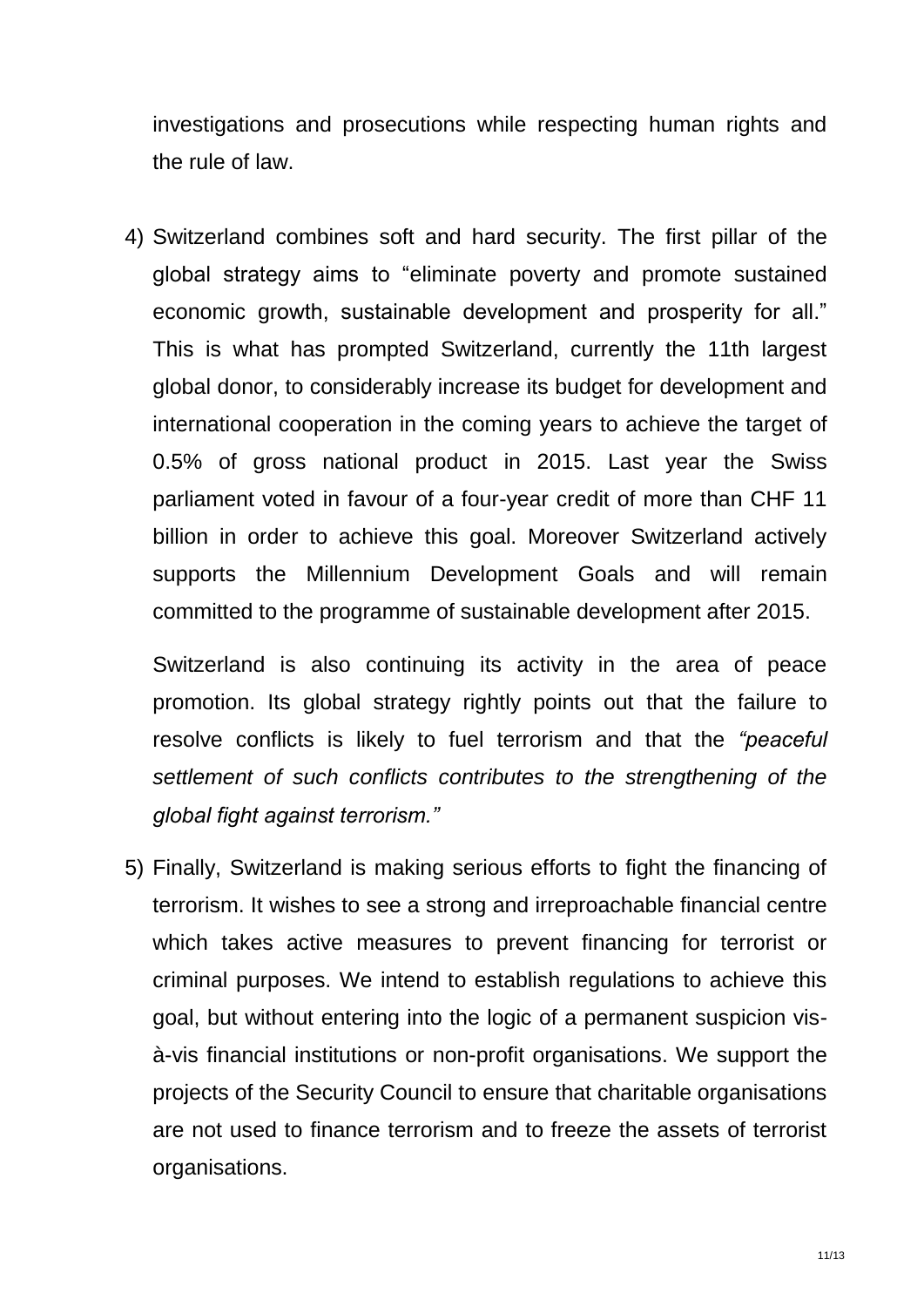investigations and prosecutions while respecting human rights and the rule of law.

4) Switzerland combines soft and hard security. The first pillar of the global strategy aims to "eliminate poverty and promote sustained economic growth, sustainable development and prosperity for all." This is what has prompted Switzerland, currently the 11th largest global donor, to considerably increase its budget for development and international cooperation in the coming years to achieve the target of 0.5% of gross national product in 2015. Last year the Swiss parliament voted in favour of a four-year credit of more than CHF 11 billion in order to achieve this goal. Moreover Switzerland actively supports the Millennium Development Goals and will remain committed to the programme of sustainable development after 2015.

   Switzerland is also continuing its activity in the area of peace promotion. Its global strategy rightly points out that the failure to resolve conflicts is likely to fuel terrorism and that the *"peaceful settlement of such conflicts contributes to the strengthening of the global fight against terrorism."*

5) Finally, Switzerland is making serious efforts to fight the financing of terrorism. It wishes to see a strong and irreproachable financial centre which takes active measures to prevent financing for terrorist or criminal purposes. We intend to establish regulations to achieve this goal, but without entering into the logic of a permanent suspicion vis-à-vis financial institutions or non-profit organisations. We support the projects of the Security Council to ensure that charitable organisations are not used to finance terrorism and to freeze the assets of terrorist organisations.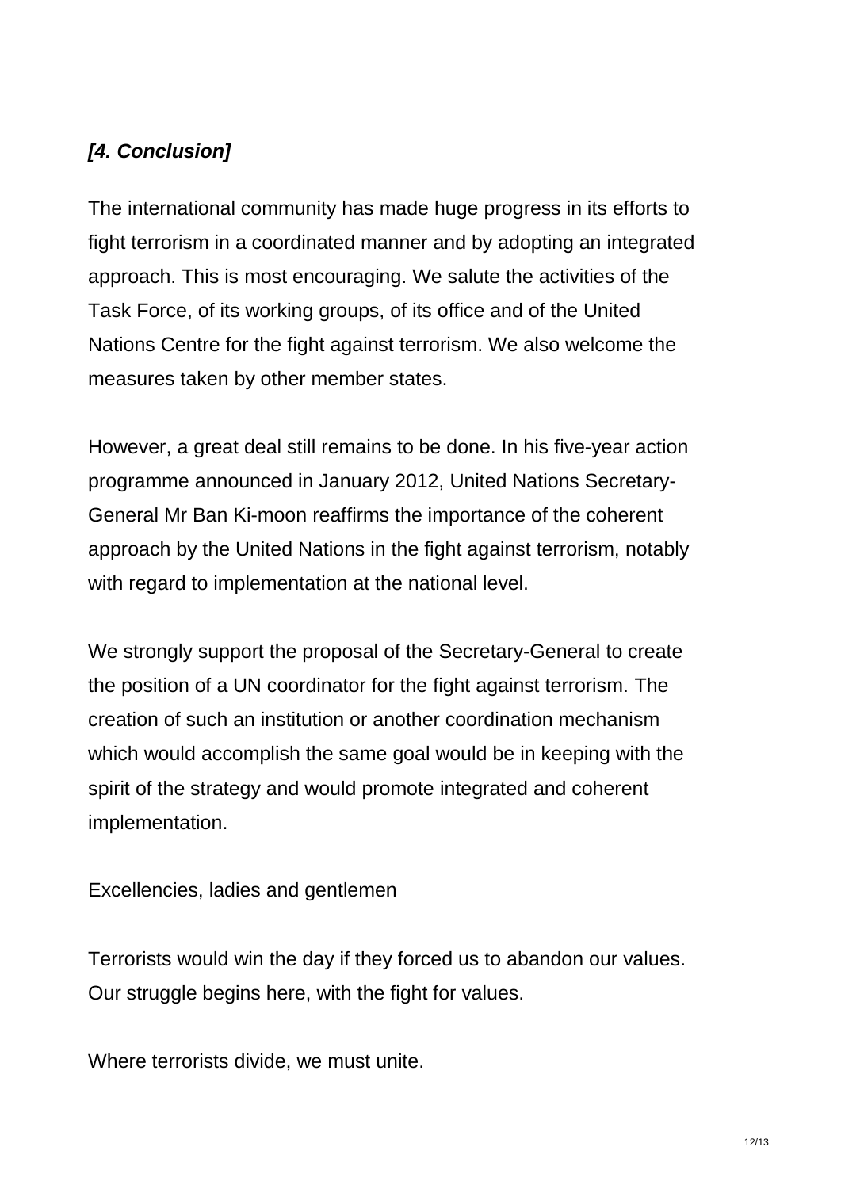***[4. Conclusion]***

The international community has made huge progress in its efforts to fight terrorism in a coordinated manner and by adopting an integrated approach. This is most encouraging. We salute the activities of the Task Force, of its working groups, of its office and of the United Nations Centre for the fight against terrorism. We also welcome the measures taken by other member states.

However, a great deal still remains to be done. In his five-year action programme announced in January 2012, United Nations Secretary-General Mr Ban Ki-moon reaffirms the importance of the coherent approach by the United Nations in the fight against terrorism, notably with regard to implementation at the national level.

We strongly support the proposal of the Secretary-General to create the position of a UN coordinator for the fight against terrorism. The creation of such an institution or another coordination mechanism which would accomplish the same goal would be in keeping with the spirit of the strategy and would promote integrated and coherent implementation.

Excellencies, ladies and gentlemen

Terrorists would win the day if they forced us to abandon our values. Our struggle begins here, with the fight for values.

Where terrorists divide, we must unite.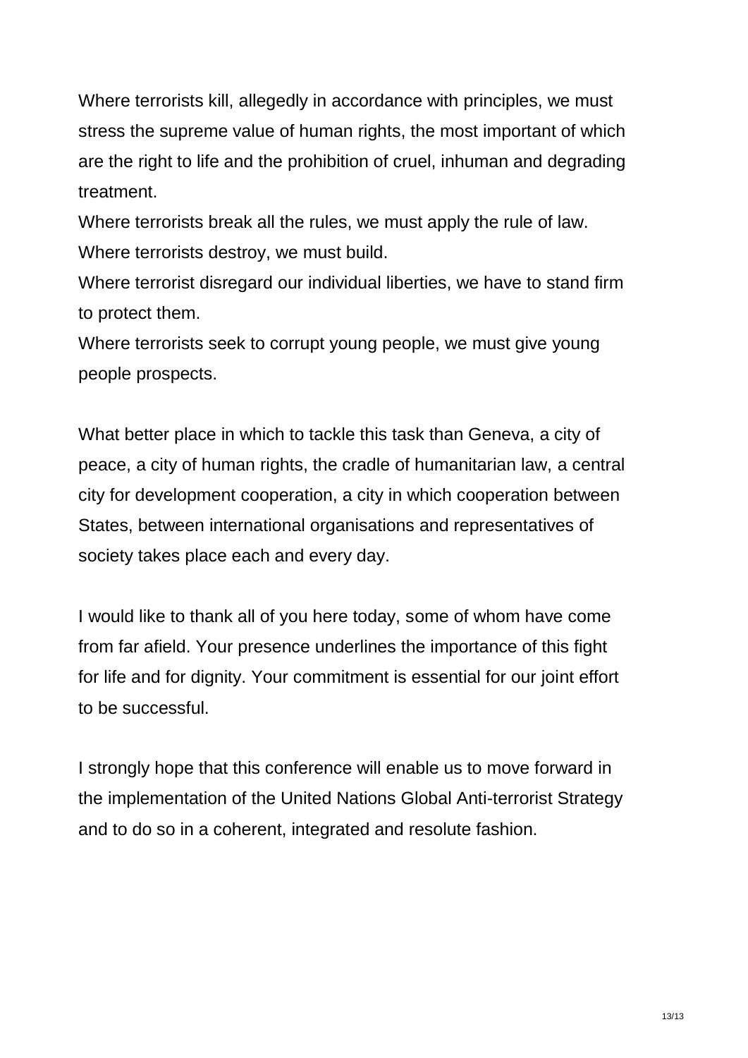Where terrorists kill, allegedly in accordance with principles, we must stress the supreme value of human rights, the most important of which are the right to life and the prohibition of cruel, inhuman and degrading treatment.

Where terrorists break all the rules, we must apply the rule of law.

Where terrorists destroy, we must build.

Where terrorist disregard our individual liberties, we have to stand firm to protect them.

Where terrorists seek to corrupt young people, we must give young people prospects.

What better place in which to tackle this task than Geneva, a city of peace, a city of human rights, the cradle of humanitarian law, a central city for development cooperation, a city in which cooperation between States, between international organisations and representatives of society takes place each and every day.

I would like to thank all of you here today, some of whom have come from far afield. Your presence underlines the importance of this fight for life and for dignity. Your commitment is essential for our joint effort to be successful.

I strongly hope that this conference will enable us to move forward in the implementation of the United Nations Global Anti-terrorist Strategy and to do so in a coherent, integrated and resolute fashion.